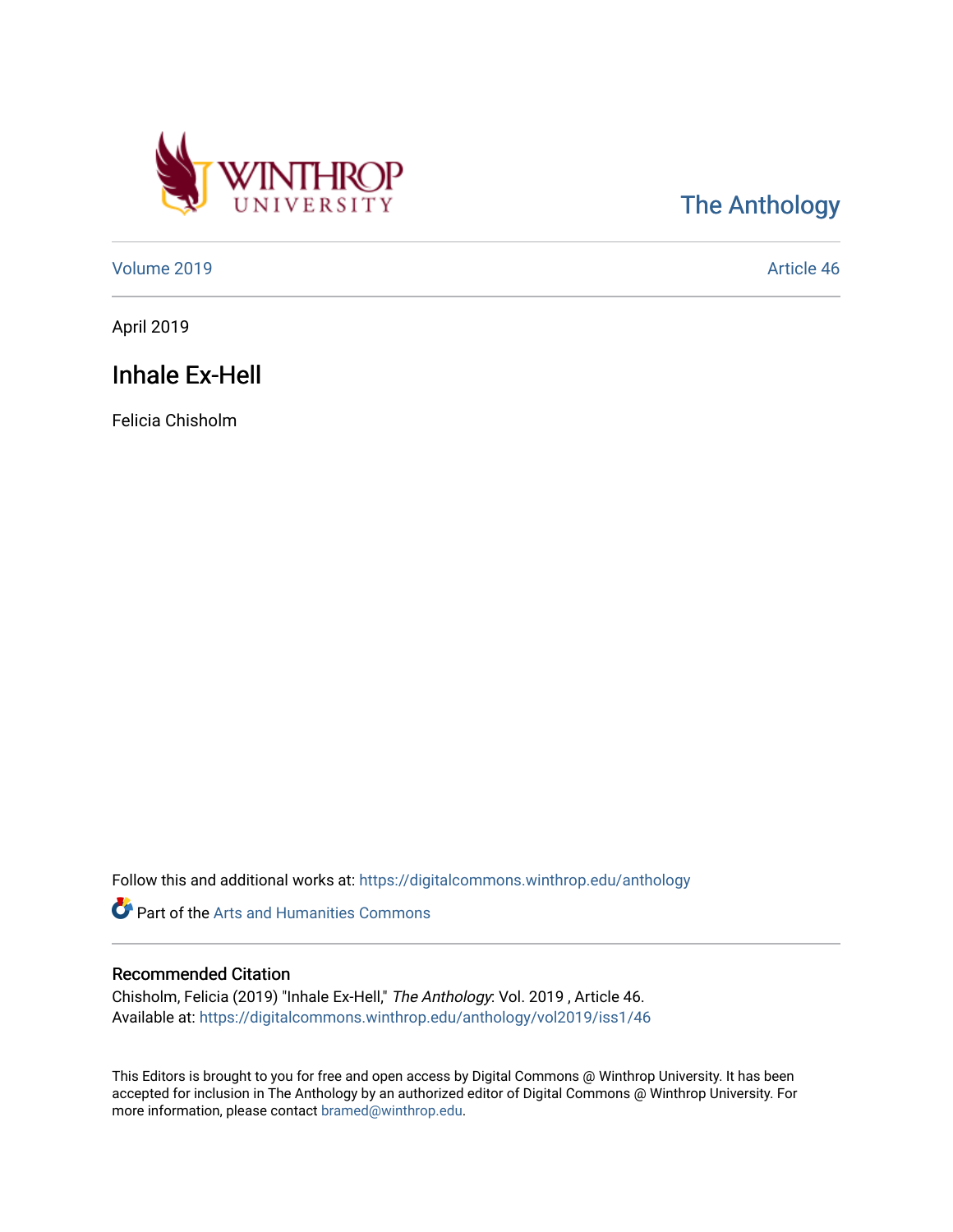The Anthology

Volume 2019 | Article 46

April 2019

# Inhale Ex-Hell

Felicia Chisholm

Follow this and additional works at: https://digitalcommons.winthrop.edu/anthology

Part of the Arts and Humanities Commons

## Recommended Citation

Chisholm, Felicia (2019) "Inhale Ex-Hell," *The Anthology*: Vol. 2019 , Article 46.
Available at: https://digitalcommons.winthrop.edu/anthology/vol2019/iss1/46

This Editors is brought to you for free and open access by Digital Commons @ Winthrop University. It has been accepted for inclusion in The Anthology by an authorized editor of Digital Commons @ Winthrop University. For more information, please contact bramed@winthrop.edu.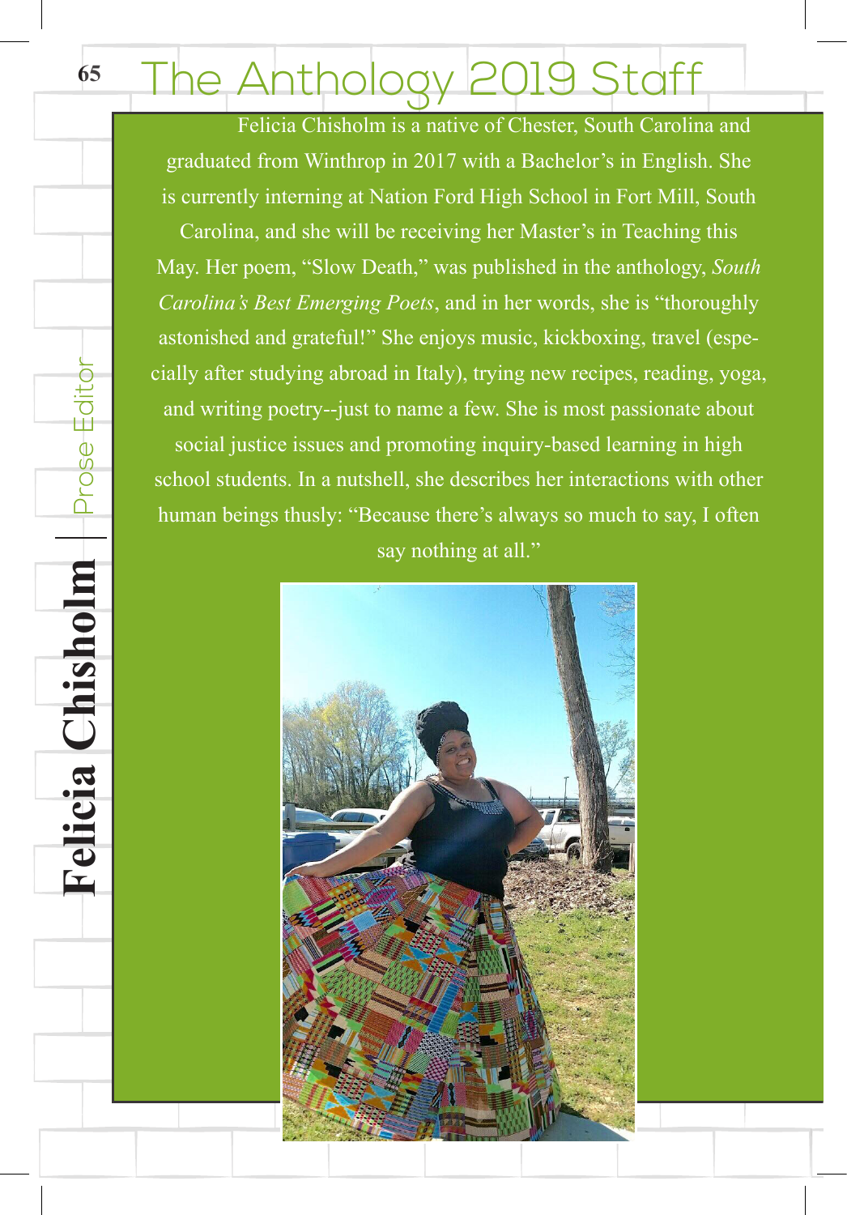# The Anthology 2019 Staff

## Felicia Chisholm | Prose Editor

Felicia Chisholm is a native of Chester, South Carolina and graduated from Winthrop in 2017 with a Bachelor's in English. She is currently interning at Nation Ford High School in Fort Mill, South Carolina, and she will be receiving her Master's in Teaching this May. Her poem, "Slow Death," was published in the anthology, *South Carolina's Best Emerging Poets*, and in her words, she is "thoroughly astonished and grateful!" She enjoys music, kickboxing, travel (especially after studying abroad in Italy), trying new recipes, reading, yoga, and writing poetry--just to name a few. She is most passionate about social justice issues and promoting inquiry-based learning in high school students. In a nutshell, she describes her interactions with other human beings thusly: "Because there's always so much to say, I often say nothing at all."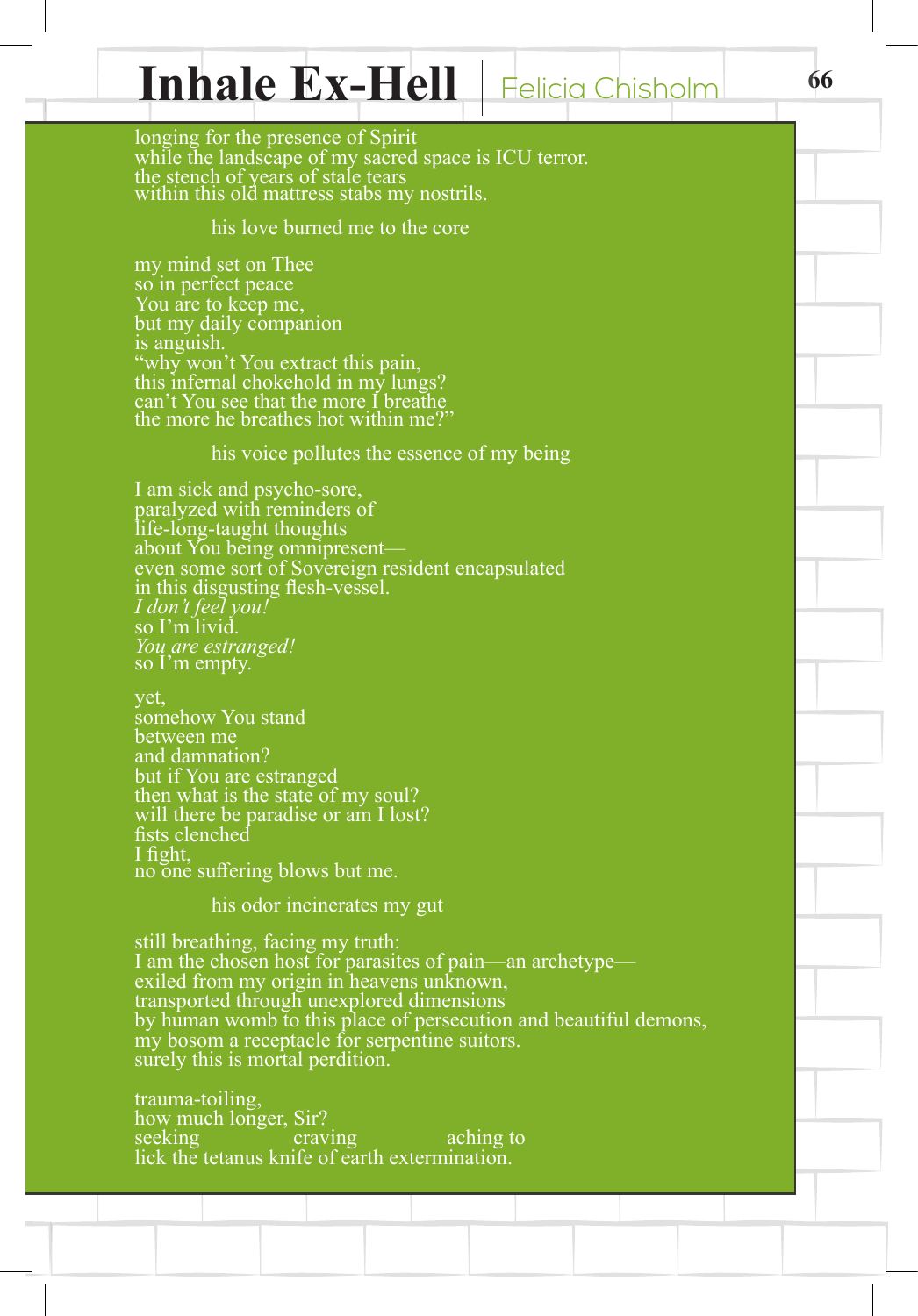# Inhale Ex-Hell

Felicia Chisholm

longing for the presence of Spirit
while the landscape of my sacred space is ICU terror.
the stench of years of stale tears
within this old mattress stabs my nostrils.

  his love burned me to the core

my mind set on Thee
so in perfect peace
You are to keep me,
but my daily companion
is anguish.
"why won't You extract this pain,
this infernal chokehold in my lungs?
can't You see that the more I breathe
the more he breathes hot within me?"

  his voice pollutes the essence of my being

I am sick and psycho-sore,
paralyzed with reminders of
life-long-taught thoughts
about You being omnipresent—
even some sort of Sovereign resident encapsulated
in this disgusting flesh-vessel.
*I don't feel you!*
so I'm livid.
*You are estranged!*
so I'm empty.

yet,
somehow You stand
between me
and damnation?
but if You are estranged
then what is the state of my soul?
will there be paradise or am I lost?
fists clenched
I fight,
no one suffering blows but me.

  his odor incinerates my gut

still breathing, facing my truth:
I am the chosen host for parasites of pain—an archetype—
exiled from my origin in heavens unknown,
transported through unexplored dimensions
by human womb to this place of persecution and beautiful demons,
my bosom a receptacle for serpentine suitors.
surely this is mortal perdition.

trauma-toiling,
how much longer, Sir?
seeking     craving     aching to
lick the tetanus knife of earth extermination.